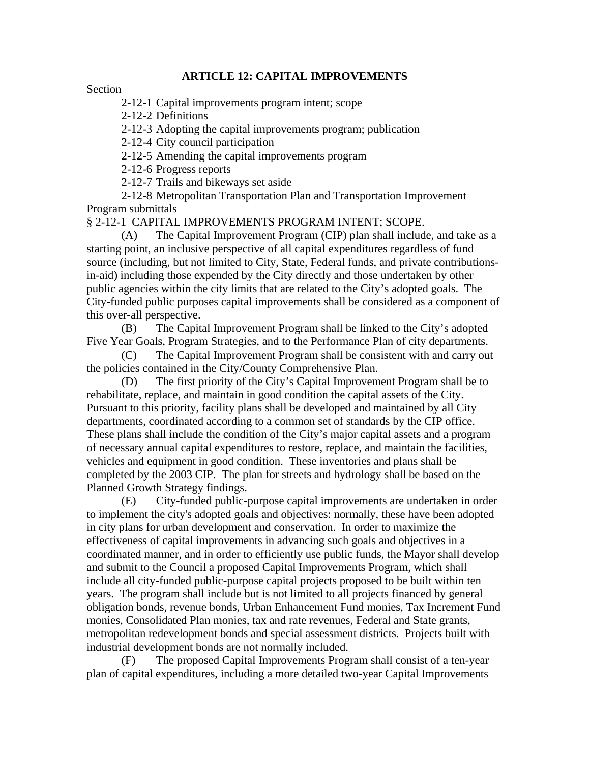# ARTICLE 12: CAPITAL IMPROVEMENTS

Section

2-12-1 Capital improvements program intent; scope

2-12-2 Definitions

2-12-3 Adopting the capital improvements program; publication

2-12-4 City council participation

2-12-5 Amending the capital improvements program

2-12-6 Progress reports

2-12-7 Trails and bikeways set aside

2-12-8 Metropolitan Transportation Plan and Transportation Improvement Program submittals

§ 2-12-1 CAPITAL IMPROVEMENTS PROGRAM INTENT; SCOPE.

(A) The Capital Improvement Program (CIP) plan shall include, and take as a starting point, an inclusive perspective of all capital expenditures regardless of fund source (including, but not limited to City, State, Federal funds, and private contributions-in-aid) including those expended by the City directly and those undertaken by other public agencies within the city limits that are related to the City's adopted goals. The City-funded public purposes capital improvements shall be considered as a component of this over-all perspective.

(B) The Capital Improvement Program shall be linked to the City's adopted Five Year Goals, Program Strategies, and to the Performance Plan of city departments.

(C) The Capital Improvement Program shall be consistent with and carry out the policies contained in the City/County Comprehensive Plan.

(D) The first priority of the City's Capital Improvement Program shall be to rehabilitate, replace, and maintain in good condition the capital assets of the City. Pursuant to this priority, facility plans shall be developed and maintained by all City departments, coordinated according to a common set of standards by the CIP office. These plans shall include the condition of the City's major capital assets and a program of necessary annual capital expenditures to restore, replace, and maintain the facilities, vehicles and equipment in good condition. These inventories and plans shall be completed by the 2003 CIP. The plan for streets and hydrology shall be based on the Planned Growth Strategy findings.

(E) City-funded public-purpose capital improvements are undertaken in order to implement the city's adopted goals and objectives: normally, these have been adopted in city plans for urban development and conservation. In order to maximize the effectiveness of capital improvements in advancing such goals and objectives in a coordinated manner, and in order to efficiently use public funds, the Mayor shall develop and submit to the Council a proposed Capital Improvements Program, which shall include all city-funded public-purpose capital projects proposed to be built within ten years. The program shall include but is not limited to all projects financed by general obligation bonds, revenue bonds, Urban Enhancement Fund monies, Tax Increment Fund monies, Consolidated Plan monies, tax and rate revenues, Federal and State grants, metropolitan redevelopment bonds and special assessment districts. Projects built with industrial development bonds are not normally included.

(F) The proposed Capital Improvements Program shall consist of a ten-year plan of capital expenditures, including a more detailed two-year Capital Improvements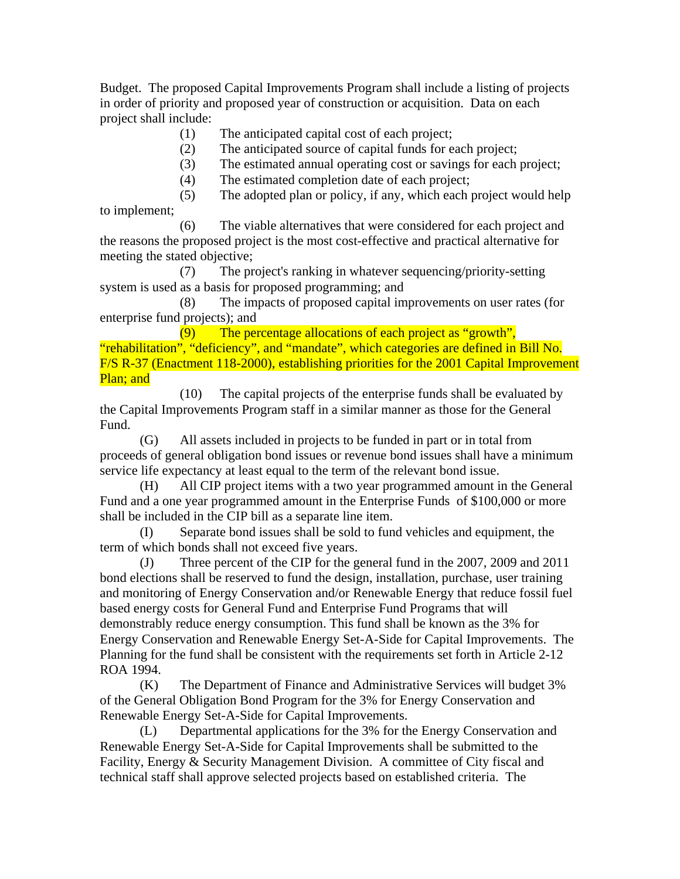Budget. The proposed Capital Improvements Program shall include a listing of projects in order of priority and proposed year of construction or acquisition. Data on each project shall include:

(1) The anticipated capital cost of each project;

(2) The anticipated source of capital funds for each project;

(3) The estimated annual operating cost or savings for each project;

(4) The estimated completion date of each project;

(5) The adopted plan or policy, if any, which each project would help to implement;

(6) The viable alternatives that were considered for each project and the reasons the proposed project is the most cost-effective and practical alternative for meeting the stated objective;

(7) The project's ranking in whatever sequencing/priority-setting system is used as a basis for proposed programming; and

(8) The impacts of proposed capital improvements on user rates (for enterprise fund projects); and

(9) The percentage allocations of each project as "growth", "rehabilitation", "deficiency", and "mandate", which categories are defined in Bill No. F/S R-37 (Enactment 118-2000), establishing priorities for the 2001 Capital Improvement Plan; and

(10) The capital projects of the enterprise funds shall be evaluated by the Capital Improvements Program staff in a similar manner as those for the General Fund.

(G) All assets included in projects to be funded in part or in total from proceeds of general obligation bond issues or revenue bond issues shall have a minimum service life expectancy at least equal to the term of the relevant bond issue.

(H) All CIP project items with a two year programmed amount in the General Fund and a one year programmed amount in the Enterprise Funds of $100,000 or more shall be included in the CIP bill as a separate line item.

(I) Separate bond issues shall be sold to fund vehicles and equipment, the term of which bonds shall not exceed five years.

(J) Three percent of the CIP for the general fund in the 2007, 2009 and 2011 bond elections shall be reserved to fund the design, installation, purchase, user training and monitoring of Energy Conservation and/or Renewable Energy that reduce fossil fuel based energy costs for General Fund and Enterprise Fund Programs that will demonstrably reduce energy consumption. This fund shall be known as the 3% for Energy Conservation and Renewable Energy Set-A-Side for Capital Improvements. The Planning for the fund shall be consistent with the requirements set forth in Article 2-12 ROA 1994.

(K) The Department of Finance and Administrative Services will budget 3% of the General Obligation Bond Program for the 3% for Energy Conservation and Renewable Energy Set-A-Side for Capital Improvements.

(L) Departmental applications for the 3% for the Energy Conservation and Renewable Energy Set-A-Side for Capital Improvements shall be submitted to the Facility, Energy & Security Management Division. A committee of City fiscal and technical staff shall approve selected projects based on established criteria. The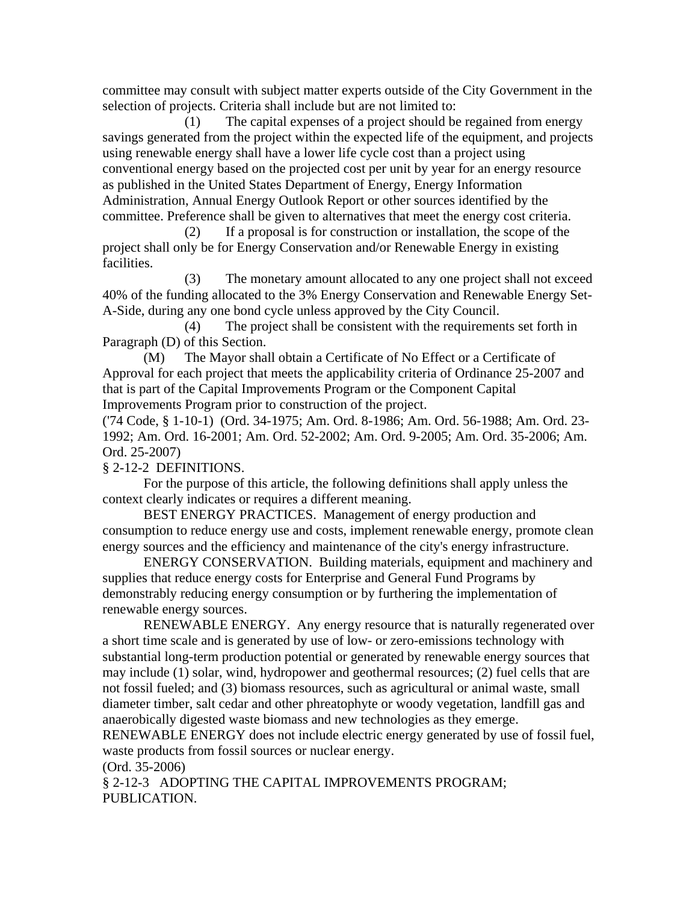committee may consult with subject matter experts outside of the City Government in the selection of projects. Criteria shall include but are not limited to:

(1) The capital expenses of a project should be regained from energy savings generated from the project within the expected life of the equipment, and projects using renewable energy shall have a lower life cycle cost than a project using conventional energy based on the projected cost per unit by year for an energy resource as published in the United States Department of Energy, Energy Information Administration, Annual Energy Outlook Report or other sources identified by the committee. Preference shall be given to alternatives that meet the energy cost criteria.

(2) If a proposal is for construction or installation, the scope of the project shall only be for Energy Conservation and/or Renewable Energy in existing facilities.

(3) The monetary amount allocated to any one project shall not exceed 40% of the funding allocated to the 3% Energy Conservation and Renewable Energy Set-A-Side, during any one bond cycle unless approved by the City Council.

(4) The project shall be consistent with the requirements set forth in Paragraph (D) of this Section.

(M) The Mayor shall obtain a Certificate of No Effect or a Certificate of Approval for each project that meets the applicability criteria of Ordinance 25-2007 and that is part of the Capital Improvements Program or the Component Capital Improvements Program prior to construction of the project.

('74 Code, § 1-10-1) (Ord. 34-1975; Am. Ord. 8-1986; Am. Ord. 56-1988; Am. Ord. 23-1992; Am. Ord. 16-2001; Am. Ord. 52-2002; Am. Ord. 9-2005; Am. Ord. 35-2006; Am. Ord. 25-2007)

§ 2-12-2 DEFINITIONS.

For the purpose of this article, the following definitions shall apply unless the context clearly indicates or requires a different meaning.

BEST ENERGY PRACTICES. Management of energy production and consumption to reduce energy use and costs, implement renewable energy, promote clean energy sources and the efficiency and maintenance of the city's energy infrastructure.

ENERGY CONSERVATION. Building materials, equipment and machinery and supplies that reduce energy costs for Enterprise and General Fund Programs by demonstrably reducing energy consumption or by furthering the implementation of renewable energy sources.

RENEWABLE ENERGY. Any energy resource that is naturally regenerated over a short time scale and is generated by use of low- or zero-emissions technology with substantial long-term production potential or generated by renewable energy sources that may include (1) solar, wind, hydropower and geothermal resources; (2) fuel cells that are not fossil fueled; and (3) biomass resources, such as agricultural or animal waste, small diameter timber, salt cedar and other phreatophyte or woody vegetation, landfill gas and anaerobically digested waste biomass and new technologies as they emerge. RENEWABLE ENERGY does not include electric energy generated by use of fossil fuel, waste products from fossil sources or nuclear energy.

(Ord. 35-2006)

§ 2-12-3 ADOPTING THE CAPITAL IMPROVEMENTS PROGRAM; PUBLICATION.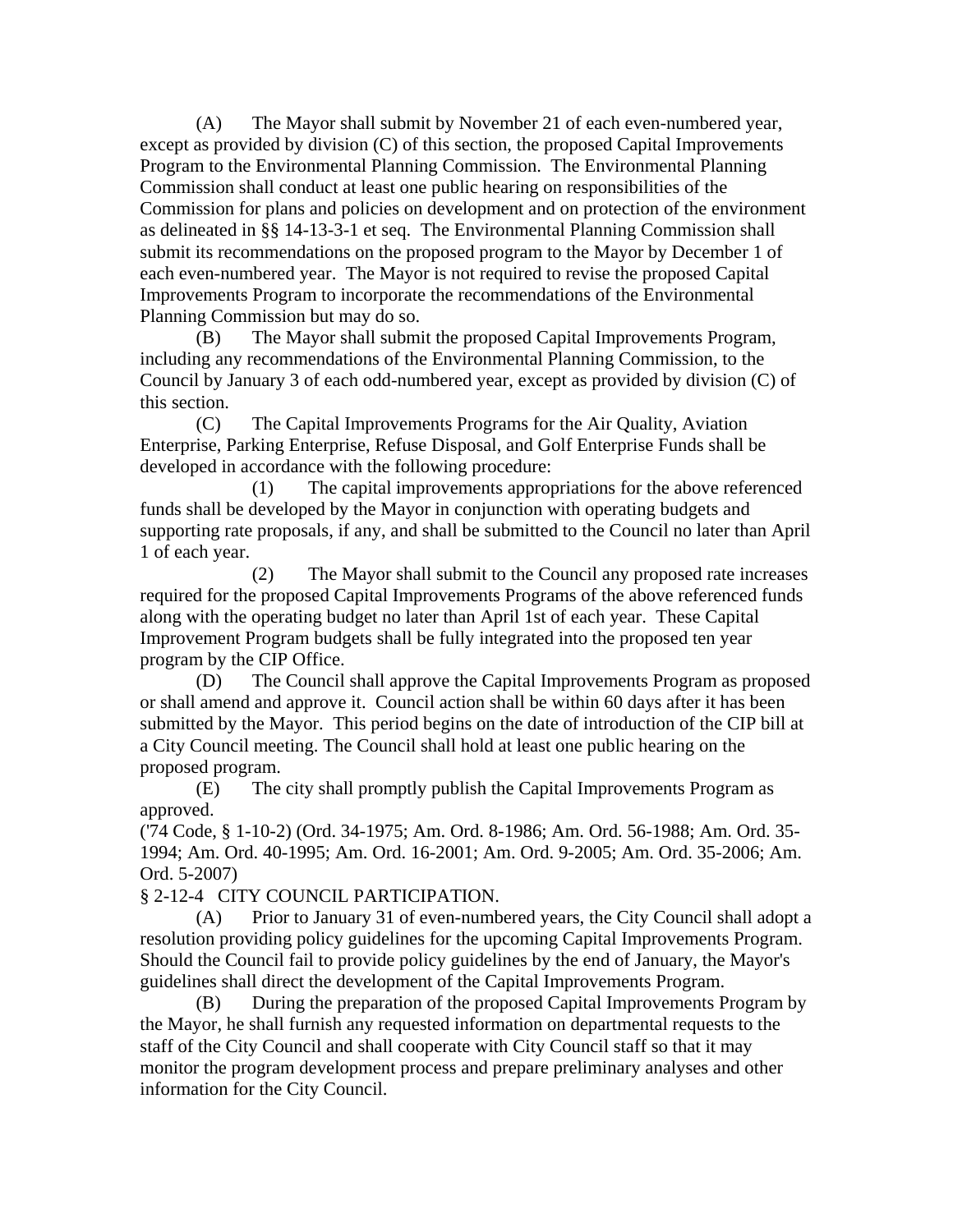(A) The Mayor shall submit by November 21 of each even-numbered year, except as provided by division (C) of this section, the proposed Capital Improvements Program to the Environmental Planning Commission. The Environmental Planning Commission shall conduct at least one public hearing on responsibilities of the Commission for plans and policies on development and on protection of the environment as delineated in §§ 14-13-3-1 et seq. The Environmental Planning Commission shall submit its recommendations on the proposed program to the Mayor by December 1 of each even-numbered year. The Mayor is not required to revise the proposed Capital Improvements Program to incorporate the recommendations of the Environmental Planning Commission but may do so.

(B) The Mayor shall submit the proposed Capital Improvements Program, including any recommendations of the Environmental Planning Commission, to the Council by January 3 of each odd-numbered year, except as provided by division (C) of this section.

(C) The Capital Improvements Programs for the Air Quality, Aviation Enterprise, Parking Enterprise, Refuse Disposal, and Golf Enterprise Funds shall be developed in accordance with the following procedure:

(1) The capital improvements appropriations for the above referenced funds shall be developed by the Mayor in conjunction with operating budgets and supporting rate proposals, if any, and shall be submitted to the Council no later than April 1 of each year.

(2) The Mayor shall submit to the Council any proposed rate increases required for the proposed Capital Improvements Programs of the above referenced funds along with the operating budget no later than April 1st of each year. These Capital Improvement Program budgets shall be fully integrated into the proposed ten year program by the CIP Office.

(D) The Council shall approve the Capital Improvements Program as proposed or shall amend and approve it. Council action shall be within 60 days after it has been submitted by the Mayor. This period begins on the date of introduction of the CIP bill at a City Council meeting. The Council shall hold at least one public hearing on the proposed program.

(E) The city shall promptly publish the Capital Improvements Program as approved.

('74 Code, § 1-10-2) (Ord. 34-1975; Am. Ord. 8-1986; Am. Ord. 56-1988; Am. Ord. 35-1994; Am. Ord. 40-1995; Am. Ord. 16-2001; Am. Ord. 9-2005; Am. Ord. 35-2006; Am. Ord. 5-2007)

§ 2-12-4 CITY COUNCIL PARTICIPATION.

(A) Prior to January 31 of even-numbered years, the City Council shall adopt a resolution providing policy guidelines for the upcoming Capital Improvements Program. Should the Council fail to provide policy guidelines by the end of January, the Mayor's guidelines shall direct the development of the Capital Improvements Program.

(B) During the preparation of the proposed Capital Improvements Program by the Mayor, he shall furnish any requested information on departmental requests to the staff of the City Council and shall cooperate with City Council staff so that it may monitor the program development process and prepare preliminary analyses and other information for the City Council.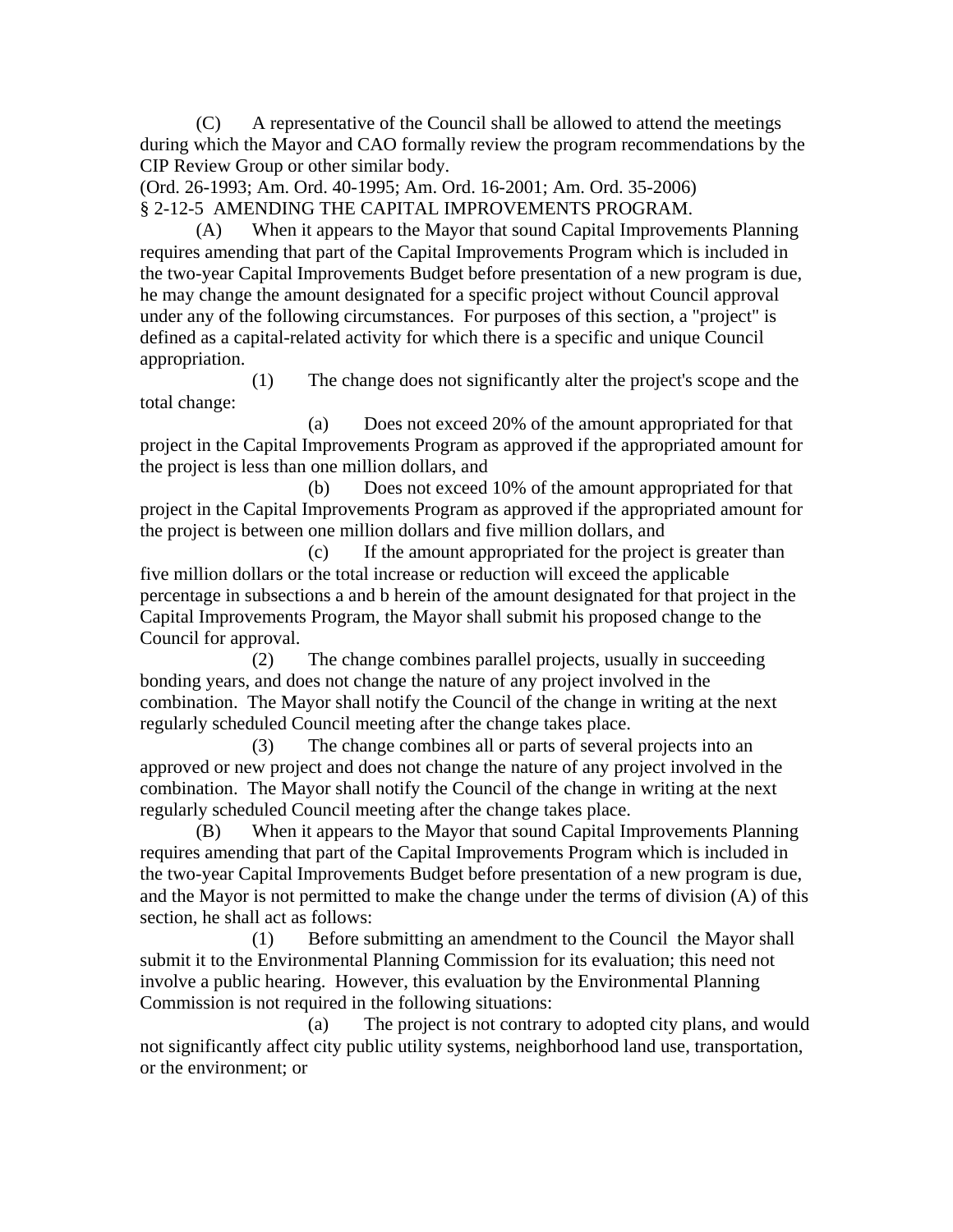(C) A representative of the Council shall be allowed to attend the meetings during which the Mayor and CAO formally review the program recommendations by the CIP Review Group or other similar body.

(Ord. 26-1993; Am. Ord. 40-1995; Am. Ord. 16-2001; Am. Ord. 35-2006)

## § 2-12-5 AMENDING THE CAPITAL IMPROVEMENTS PROGRAM.

(A) When it appears to the Mayor that sound Capital Improvements Planning requires amending that part of the Capital Improvements Program which is included in the two-year Capital Improvements Budget before presentation of a new program is due, he may change the amount designated for a specific project without Council approval under any of the following circumstances. For purposes of this section, a "project" is defined as a capital-related activity for which there is a specific and unique Council appropriation.

(1) The change does not significantly alter the project's scope and the total change:

(a) Does not exceed 20% of the amount appropriated for that project in the Capital Improvements Program as approved if the appropriated amount for the project is less than one million dollars, and

(b) Does not exceed 10% of the amount appropriated for that project in the Capital Improvements Program as approved if the appropriated amount for the project is between one million dollars and five million dollars, and

(c) If the amount appropriated for the project is greater than five million dollars or the total increase or reduction will exceed the applicable percentage in subsections a and b herein of the amount designated for that project in the Capital Improvements Program, the Mayor shall submit his proposed change to the Council for approval.

(2) The change combines parallel projects, usually in succeeding bonding years, and does not change the nature of any project involved in the combination. The Mayor shall notify the Council of the change in writing at the next regularly scheduled Council meeting after the change takes place.

(3) The change combines all or parts of several projects into an approved or new project and does not change the nature of any project involved in the combination. The Mayor shall notify the Council of the change in writing at the next regularly scheduled Council meeting after the change takes place.

(B) When it appears to the Mayor that sound Capital Improvements Planning requires amending that part of the Capital Improvements Program which is included in the two-year Capital Improvements Budget before presentation of a new program is due, and the Mayor is not permitted to make the change under the terms of division (A) of this section, he shall act as follows:

(1) Before submitting an amendment to the Council the Mayor shall submit it to the Environmental Planning Commission for its evaluation; this need not involve a public hearing. However, this evaluation by the Environmental Planning Commission is not required in the following situations:

(a) The project is not contrary to adopted city plans, and would not significantly affect city public utility systems, neighborhood land use, transportation, or the environment; or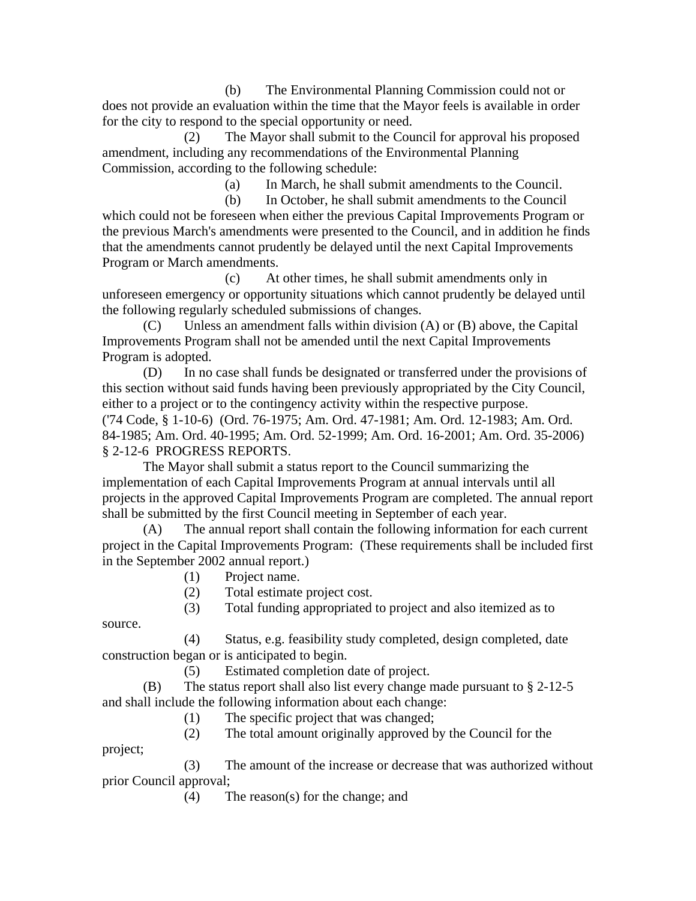(b) The Environmental Planning Commission could not or does not provide an evaluation within the time that the Mayor feels is available in order for the city to respond to the special opportunity or need.

(2) The Mayor shall submit to the Council for approval his proposed amendment, including any recommendations of the Environmental Planning Commission, according to the following schedule:

(a) In March, he shall submit amendments to the Council.

(b) In October, he shall submit amendments to the Council which could not be foreseen when either the previous Capital Improvements Program or the previous March's amendments were presented to the Council, and in addition he finds that the amendments cannot prudently be delayed until the next Capital Improvements Program or March amendments.

(c) At other times, he shall submit amendments only in unforeseen emergency or opportunity situations which cannot prudently be delayed until the following regularly scheduled submissions of changes.

(C) Unless an amendment falls within division (A) or (B) above, the Capital Improvements Program shall not be amended until the next Capital Improvements Program is adopted.

(D) In no case shall funds be designated or transferred under the provisions of this section without said funds having been previously appropriated by the City Council, either to a project or to the contingency activity within the respective purpose.

('74 Code, § 1-10-6) (Ord. 76-1975; Am. Ord. 47-1981; Am. Ord. 12-1983; Am. Ord. 84-1985; Am. Ord. 40-1995; Am. Ord. 52-1999; Am. Ord. 16-2001; Am. Ord. 35-2006)

§ 2-12-6 PROGRESS REPORTS.

The Mayor shall submit a status report to the Council summarizing the implementation of each Capital Improvements Program at annual intervals until all projects in the approved Capital Improvements Program are completed. The annual report shall be submitted by the first Council meeting in September of each year.

(A) The annual report shall contain the following information for each current project in the Capital Improvements Program: (These requirements shall be included first in the September 2002 annual report.)

(1) Project name.

(2) Total estimate project cost.

(3) Total funding appropriated to project and also itemized as to source.

(4) Status, e.g. feasibility study completed, design completed, date construction began or is anticipated to begin.

(5) Estimated completion date of project.

(B) The status report shall also list every change made pursuant to § 2-12-5 and shall include the following information about each change:

(1) The specific project that was changed;

(2) The total amount originally approved by the Council for the project;

(3) The amount of the increase or decrease that was authorized without prior Council approval;

(4) The reason(s) for the change; and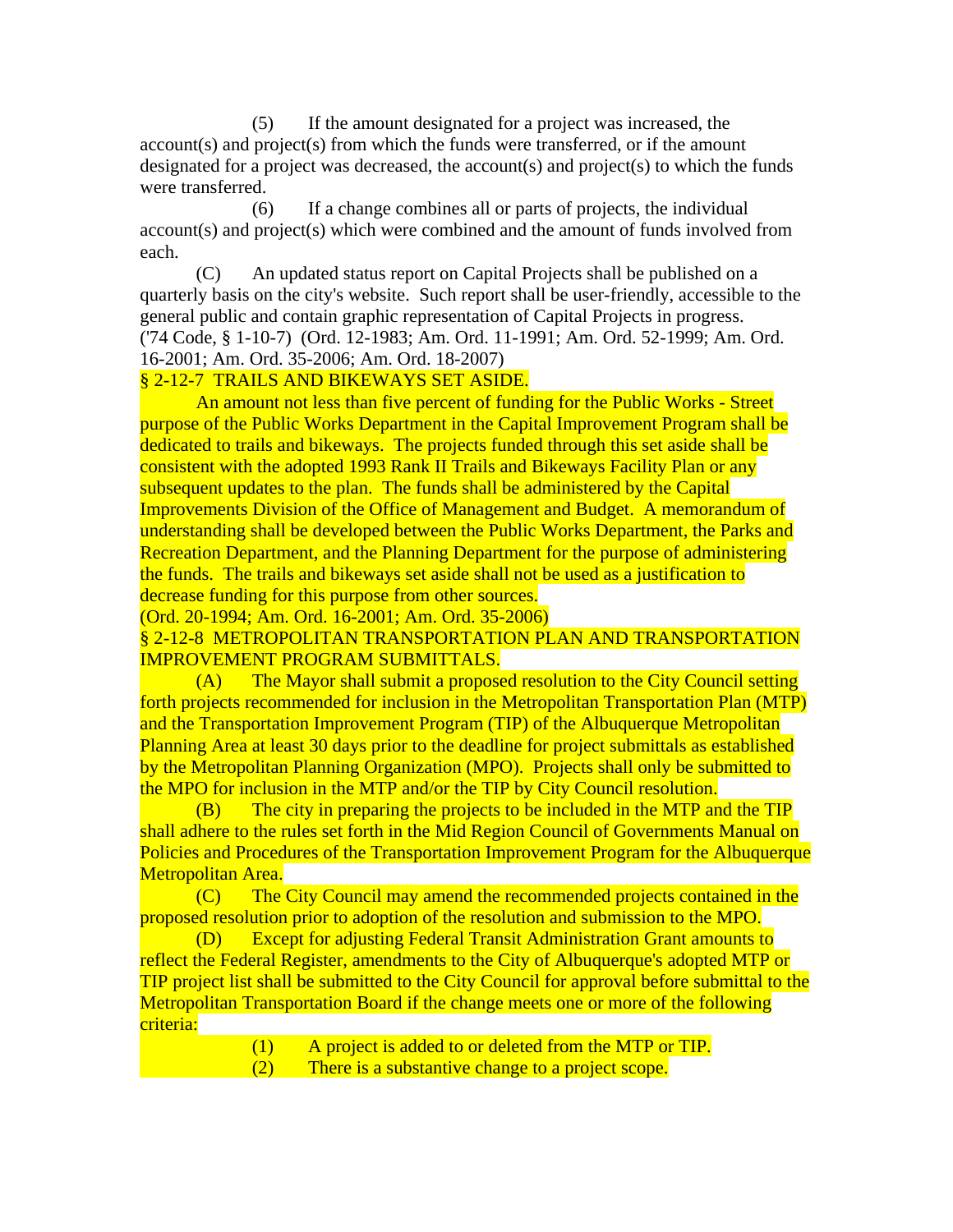(5) If the amount designated for a project was increased, the account(s) and project(s) from which the funds were transferred, or if the amount designated for a project was decreased, the account(s) and project(s) to which the funds were transferred.

(6) If a change combines all or parts of projects, the individual account(s) and project(s) which were combined and the amount of funds involved from each.

(C) An updated status report on Capital Projects shall be published on a quarterly basis on the city's website. Such report shall be user-friendly, accessible to the general public and contain graphic representation of Capital Projects in progress.
('74 Code, § 1-10-7) (Ord. 12-1983; Am. Ord. 11-1991; Am. Ord. 52-1999; Am. Ord. 16-2001; Am. Ord. 35-2006; Am. Ord. 18-2007)

§ 2-12-7 TRAILS AND BIKEWAYS SET ASIDE.

An amount not less than five percent of funding for the Public Works - Street purpose of the Public Works Department in the Capital Improvement Program shall be dedicated to trails and bikeways. The projects funded through this set aside shall be consistent with the adopted 1993 Rank II Trails and Bikeways Facility Plan or any subsequent updates to the plan. The funds shall be administered by the Capital Improvements Division of the Office of Management and Budget. A memorandum of understanding shall be developed between the Public Works Department, the Parks and Recreation Department, and the Planning Department for the purpose of administering the funds. The trails and bikeways set aside shall not be used as a justification to decrease funding for this purpose from other sources.
(Ord. 20-1994; Am. Ord. 16-2001; Am. Ord. 35-2006)

§ 2-12-8 METROPOLITAN TRANSPORTATION PLAN AND TRANSPORTATION IMPROVEMENT PROGRAM SUBMITTALS.

(A) The Mayor shall submit a proposed resolution to the City Council setting forth projects recommended for inclusion in the Metropolitan Transportation Plan (MTP) and the Transportation Improvement Program (TIP) of the Albuquerque Metropolitan Planning Area at least 30 days prior to the deadline for project submittals as established by the Metropolitan Planning Organization (MPO). Projects shall only be submitted to the MPO for inclusion in the MTP and/or the TIP by City Council resolution.

(B) The city in preparing the projects to be included in the MTP and the TIP shall adhere to the rules set forth in the Mid Region Council of Governments Manual on Policies and Procedures of the Transportation Improvement Program for the Albuquerque Metropolitan Area.

(C) The City Council may amend the recommended projects contained in the proposed resolution prior to adoption of the resolution and submission to the MPO.

(D) Except for adjusting Federal Transit Administration Grant amounts to reflect the Federal Register, amendments to the City of Albuquerque's adopted MTP or TIP project list shall be submitted to the City Council for approval before submittal to the Metropolitan Transportation Board if the change meets one or more of the following criteria:

(1) A project is added to or deleted from the MTP or TIP.

(2) There is a substantive change to a project scope.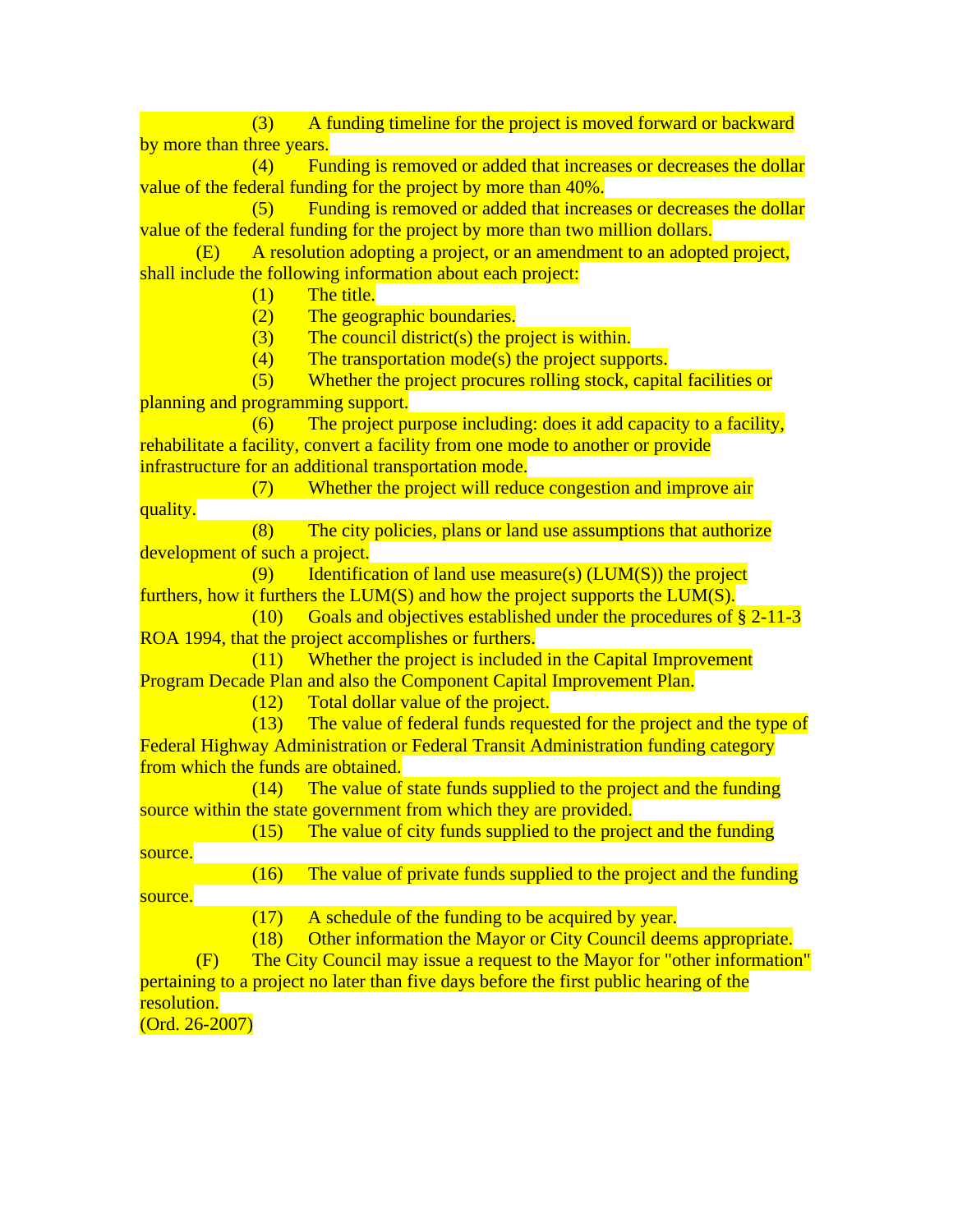(3) A funding timeline for the project is moved forward or backward by more than three years.

(4) Funding is removed or added that increases or decreases the dollar value of the federal funding for the project by more than 40%.

(5) Funding is removed or added that increases or decreases the dollar value of the federal funding for the project by more than two million dollars.

(E) A resolution adopting a project, or an amendment to an adopted project, shall include the following information about each project:

(1) The title.

(2) The geographic boundaries.

(3) The council district(s) the project is within.

(4) The transportation mode(s) the project supports.

(5) Whether the project procures rolling stock, capital facilities or planning and programming support.

(6) The project purpose including: does it add capacity to a facility, rehabilitate a facility, convert a facility from one mode to another or provide infrastructure for an additional transportation mode.

(7) Whether the project will reduce congestion and improve air quality.

(8) The city policies, plans or land use assumptions that authorize development of such a project.

(9) Identification of land use measure(s) (LUM(S)) the project furthers, how it furthers the LUM(S) and how the project supports the LUM(S).

(10) Goals and objectives established under the procedures of § 2-11-3 ROA 1994, that the project accomplishes or furthers.

(11) Whether the project is included in the Capital Improvement Program Decade Plan and also the Component Capital Improvement Plan.

(12) Total dollar value of the project.

(13) The value of federal funds requested for the project and the type of Federal Highway Administration or Federal Transit Administration funding category from which the funds are obtained.

(14) The value of state funds supplied to the project and the funding source within the state government from which they are provided.

(15) The value of city funds supplied to the project and the funding source.

(16) The value of private funds supplied to the project and the funding source.

(17) A schedule of the funding to be acquired by year.

(18) Other information the Mayor or City Council deems appropriate.

(F) The City Council may issue a request to the Mayor for "other information" pertaining to a project no later than five days before the first public hearing of the resolution.

(Ord. 26-2007)